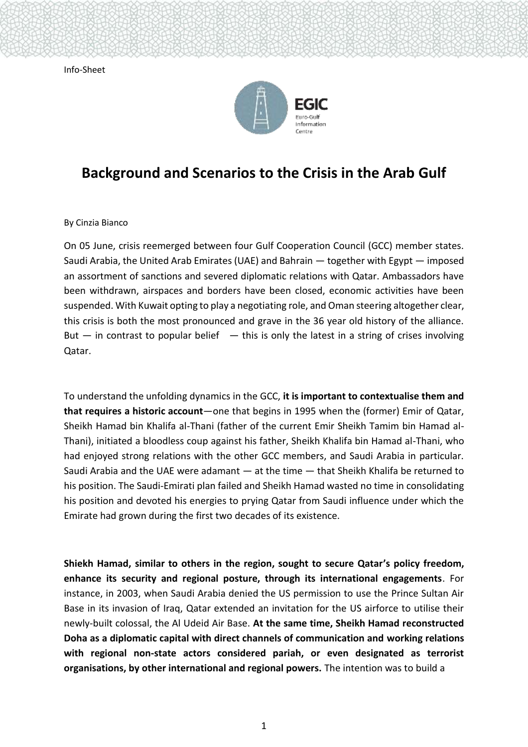Info-Sheet

EGIC
Euro-Gulf Information Centre

# Background and Scenarios to the Crisis in the Arab Gulf

By Cinzia Bianco

On 05 June, crisis reemerged between four Gulf Cooperation Council (GCC) member states. Saudi Arabia, the United Arab Emirates (UAE) and Bahrain — together with Egypt — imposed an assortment of sanctions and severed diplomatic relations with Qatar. Ambassadors have been withdrawn, airspaces and borders have been closed, economic activities have been suspended. With Kuwait opting to play a negotiating role, and Oman steering altogether clear, this crisis is both the most pronounced and grave in the 36 year old history of the alliance. But — in contrast to popular belief — this is only the latest in a string of crises involving Qatar.

To understand the unfolding dynamics in the GCC, **it is important to contextualise them and that requires a historic account**—one that begins in 1995 when the (former) Emir of Qatar, Sheikh Hamad bin Khalifa al-Thani (father of the current Emir Sheikh Tamim bin Hamad al-Thani), initiated a bloodless coup against his father, Sheikh Khalifa bin Hamad al-Thani, who had enjoyed strong relations with the other GCC members, and Saudi Arabia in particular. Saudi Arabia and the UAE were adamant — at the time — that Sheikh Khalifa be returned to his position. The Saudi-Emirati plan failed and Sheikh Hamad wasted no time in consolidating his position and devoted his energies to prying Qatar from Saudi influence under which the Emirate had grown during the first two decades of its existence.

**Shiekh Hamad, similar to others in the region, sought to secure Qatar's policy freedom, enhance its security and regional posture, through its international engagements**. For instance, in 2003, when Saudi Arabia denied the US permission to use the Prince Sultan Air Base in its invasion of Iraq, Qatar extended an invitation for the US airforce to utilise their newly-built colossal, the Al Udeid Air Base. **At the same time, Sheikh Hamad reconstructed Doha as a diplomatic capital with direct channels of communication and working relations with regional non-state actors considered pariah, or even designated as terrorist organisations, by other international and regional powers.** The intention was to build a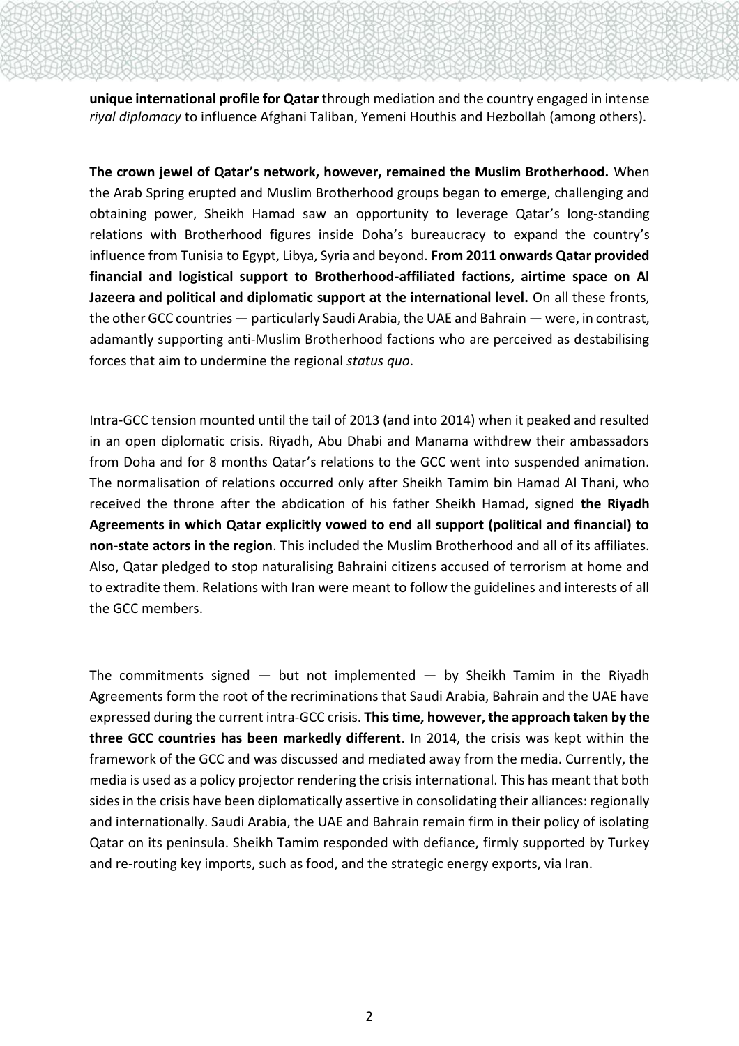**unique international profile for Qatar** through mediation and the country engaged in intense *riyal diplomacy* to influence Afghani Taliban, Yemeni Houthis and Hezbollah (among others).

**The crown jewel of Qatar's network, however, remained the Muslim Brotherhood.** When the Arab Spring erupted and Muslim Brotherhood groups began to emerge, challenging and obtaining power, Sheikh Hamad saw an opportunity to leverage Qatar's long-standing relations with Brotherhood figures inside Doha's bureaucracy to expand the country's influence from Tunisia to Egypt, Libya, Syria and beyond. **From 2011 onwards Qatar provided financial and logistical support to Brotherhood-affiliated factions, airtime space on Al Jazeera and political and diplomatic support at the international level.** On all these fronts, the other GCC countries — particularly Saudi Arabia, the UAE and Bahrain — were, in contrast, adamantly supporting anti-Muslim Brotherhood factions who are perceived as destabilising forces that aim to undermine the regional *status quo*.

Intra-GCC tension mounted until the tail of 2013 (and into 2014) when it peaked and resulted in an open diplomatic crisis. Riyadh, Abu Dhabi and Manama withdrew their ambassadors from Doha and for 8 months Qatar's relations to the GCC went into suspended animation. The normalisation of relations occurred only after Sheikh Tamim bin Hamad Al Thani, who received the throne after the abdication of his father Sheikh Hamad, signed **the Riyadh Agreements in which Qatar explicitly vowed to end all support (political and financial) to non-state actors in the region**. This included the Muslim Brotherhood and all of its affiliates. Also, Qatar pledged to stop naturalising Bahraini citizens accused of terrorism at home and to extradite them. Relations with Iran were meant to follow the guidelines and interests of all the GCC members.

The commitments signed — but not implemented — by Sheikh Tamim in the Riyadh Agreements form the root of the recriminations that Saudi Arabia, Bahrain and the UAE have expressed during the current intra-GCC crisis. **This time, however, the approach taken by the three GCC countries has been markedly different**. In 2014, the crisis was kept within the framework of the GCC and was discussed and mediated away from the media. Currently, the media is used as a policy projector rendering the crisis international. This has meant that both sides in the crisis have been diplomatically assertive in consolidating their alliances: regionally and internationally. Saudi Arabia, the UAE and Bahrain remain firm in their policy of isolating Qatar on its peninsula. Sheikh Tamim responded with defiance, firmly supported by Turkey and re-routing key imports, such as food, and the strategic energy exports, via Iran.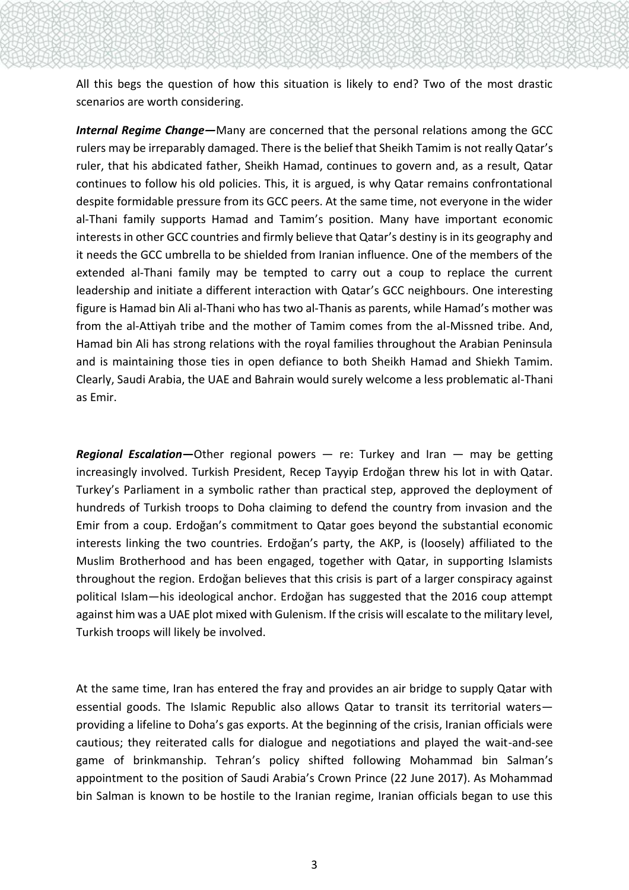All this begs the question of how this situation is likely to end? Two of the most drastic scenarios are worth considering.

***Internal Regime Change*—**Many are concerned that the personal relations among the GCC rulers may be irreparably damaged. There is the belief that Sheikh Tamim is not really Qatar's ruler, that his abdicated father, Sheikh Hamad, continues to govern and, as a result, Qatar continues to follow his old policies. This, it is argued, is why Qatar remains confrontational despite formidable pressure from its GCC peers. At the same time, not everyone in the wider al-Thani family supports Hamad and Tamim's position. Many have important economic interests in other GCC countries and firmly believe that Qatar's destiny is in its geography and it needs the GCC umbrella to be shielded from Iranian influence. One of the members of the extended al-Thani family may be tempted to carry out a coup to replace the current leadership and initiate a different interaction with Qatar's GCC neighbours. One interesting figure is Hamad bin Ali al-Thani who has two al-Thanis as parents, while Hamad's mother was from the al-Attiyah tribe and the mother of Tamim comes from the al-Missned tribe. And, Hamad bin Ali has strong relations with the royal families throughout the Arabian Peninsula and is maintaining those ties in open defiance to both Sheikh Hamad and Shiekh Tamim. Clearly, Saudi Arabia, the UAE and Bahrain would surely welcome a less problematic al-Thani as Emir.

***Regional Escalation*—**Other regional powers — re: Turkey and Iran — may be getting increasingly involved. Turkish President, Recep Tayyip Erdoğan threw his lot in with Qatar. Turkey's Parliament in a symbolic rather than practical step, approved the deployment of hundreds of Turkish troops to Doha claiming to defend the country from invasion and the Emir from a coup. Erdoğan's commitment to Qatar goes beyond the substantial economic interests linking the two countries. Erdoğan's party, the AKP, is (loosely) affiliated to the Muslim Brotherhood and has been engaged, together with Qatar, in supporting Islamists throughout the region. Erdoğan believes that this crisis is part of a larger conspiracy against political Islam—his ideological anchor. Erdoğan has suggested that the 2016 coup attempt against him was a UAE plot mixed with Gulenism. If the crisis will escalate to the military level, Turkish troops will likely be involved.

At the same time, Iran has entered the fray and provides an air bridge to supply Qatar with essential goods. The Islamic Republic also allows Qatar to transit its territorial waters—providing a lifeline to Doha's gas exports. At the beginning of the crisis, Iranian officials were cautious; they reiterated calls for dialogue and negotiations and played the wait-and-see game of brinkmanship. Tehran's policy shifted following Mohammad bin Salman's appointment to the position of Saudi Arabia's Crown Prince (22 June 2017). As Mohammad bin Salman is known to be hostile to the Iranian regime, Iranian officials began to use this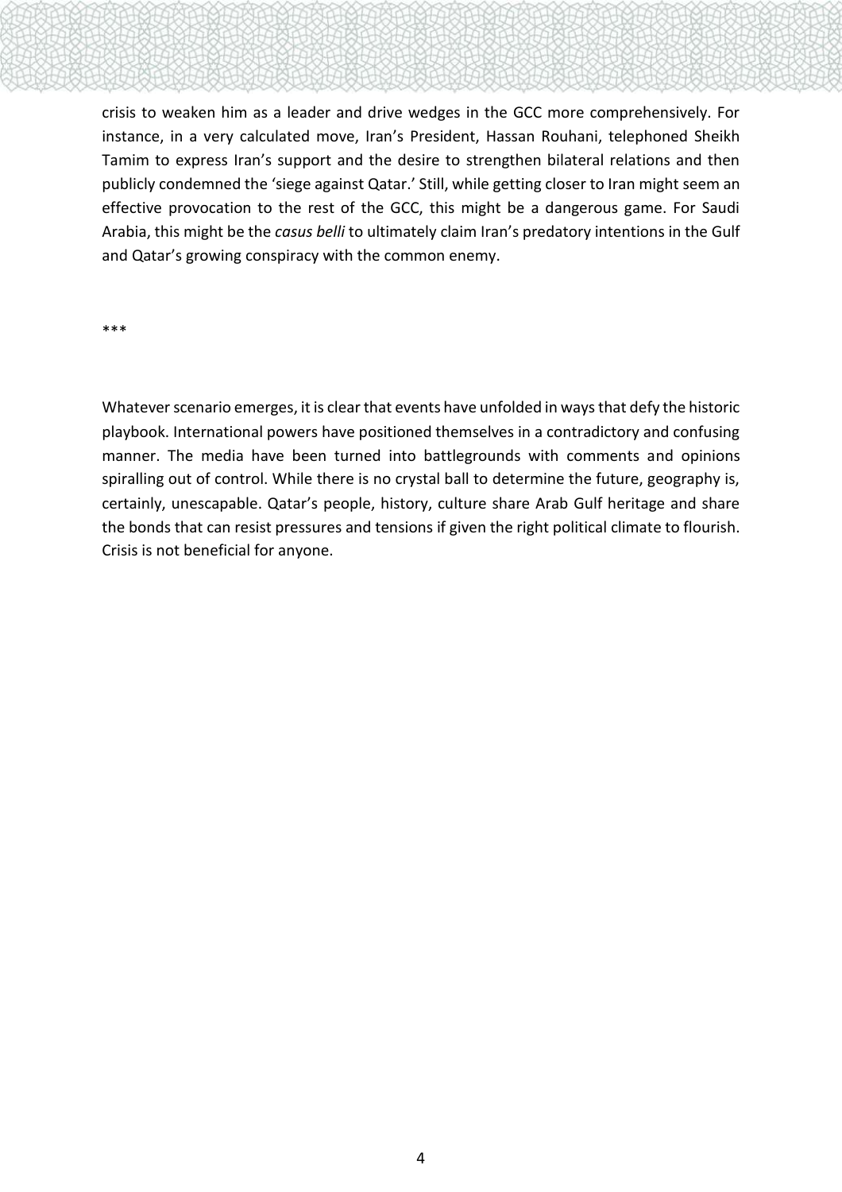crisis to weaken him as a leader and drive wedges in the GCC more comprehensively. For instance, in a very calculated move, Iran's President, Hassan Rouhani, telephoned Sheikh Tamim to express Iran's support and the desire to strengthen bilateral relations and then publicly condemned the 'siege against Qatar.' Still, while getting closer to Iran might seem an effective provocation to the rest of the GCC, this might be a dangerous game. For Saudi Arabia, this might be the *casus belli* to ultimately claim Iran's predatory intentions in the Gulf and Qatar's growing conspiracy with the common enemy.

***

Whatever scenario emerges, it is clear that events have unfolded in ways that defy the historic playbook. International powers have positioned themselves in a contradictory and confusing manner. The media have been turned into battlegrounds with comments and opinions spiralling out of control. While there is no crystal ball to determine the future, geography is, certainly, unescapable. Qatar's people, history, culture share Arab Gulf heritage and share the bonds that can resist pressures and tensions if given the right political climate to flourish. Crisis is not beneficial for anyone.